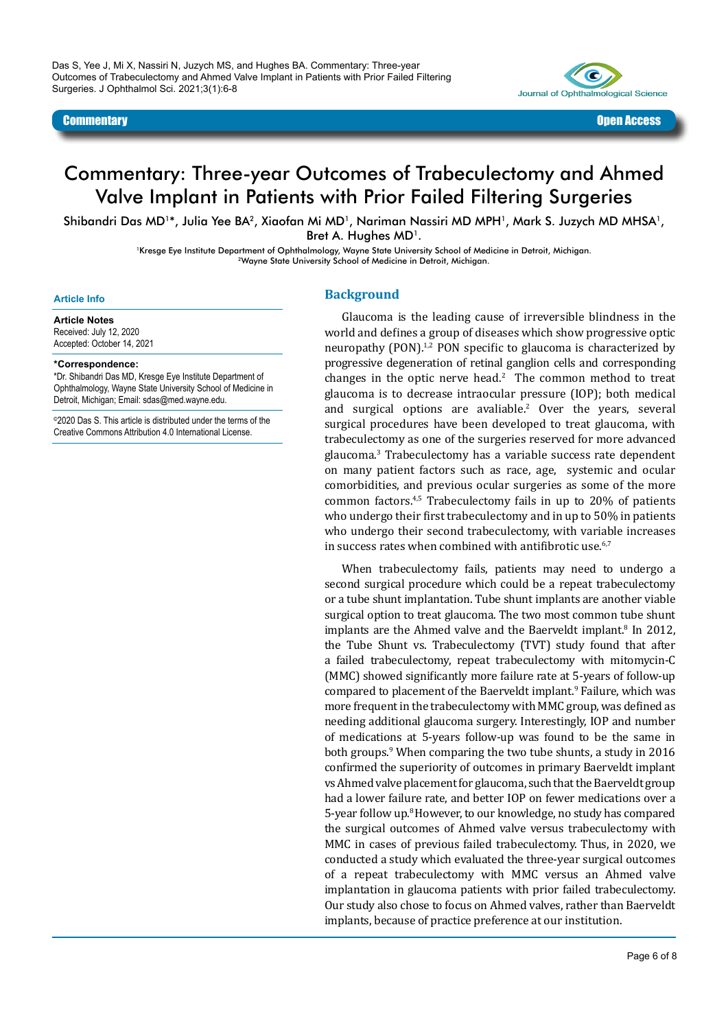Das S, Yee J, Mi X, Nassiri N, Juzych MS, and Hughes BA. Commentary: Three-year Outcomes of Trabeculectomy and Ahmed Valve Implant in Patients with Prior Failed Filtering Surgeries. J Ophthalmol Sci. 2021;3(1):6-8

Commentary | Open Access

# Commentary: Three-year Outcomes of Trabeculectomy and Ahmed Valve Implant in Patients with Prior Failed Filtering Surgeries

Shibandri Das MD[1]*, Julia Yee BA[2], Xiaofan Mi MD[1], Nariman Nassiri MD MPH[1], Mark S. Juzych MD MHSA[1], Bret A. Hughes MD[1].

[1]Kresge Eye Institute Department of Ophthalmology, Wayne State University School of Medicine in Detroit, Michigan.
[2]Wayne State University School of Medicine in Detroit, Michigan.

**Article Info**

**Article Notes**
Received: July 12, 2020
Accepted: October 14, 2021

***Correspondence:**
*Dr. Shibandri Das MD, Kresge Eye Institute Department of Ophthalmology, Wayne State University School of Medicine in Detroit, Michigan; Email: sdas@med.wayne.edu.

©2020 Das S. This article is distributed under the terms of the Creative Commons Attribution 4.0 International License.

## Background

Glaucoma is the leading cause of irreversible blindness in the world and defines a group of diseases which show progressive optic neuropathy (PON).[1,2] PON specific to glaucoma is characterized by progressive degeneration of retinal ganglion cells and corresponding changes in the optic nerve head.[2] The common method to treat glaucoma is to decrease intraocular pressure (IOP); both medical and surgical options are avaliable.[2] Over the years, several surgical procedures have been developed to treat glaucoma, with trabeculectomy as one of the surgeries reserved for more advanced glaucoma.[3] Trabeculectomy has a variable success rate dependent on many patient factors such as race, age, systemic and ocular comorbidities, and previous ocular surgeries as some of the more common factors.[4,5] Trabeculectomy fails in up to 20% of patients who undergo their first trabeculectomy and in up to 50% in patients who undergo their second trabeculectomy, with variable increases in success rates when combined with antifibrotic use.[6,7]

When trabeculectomy fails, patients may need to undergo a second surgical procedure which could be a repeat trabeculectomy or a tube shunt implantation. Tube shunt implants are another viable surgical option to treat glaucoma. The two most common tube shunt implants are the Ahmed valve and the Baerveldt implant.[8] In 2012, the Tube Shunt vs. Trabeculectomy (TVT) study found that after a failed trabeculectomy, repeat trabeculectomy with mitomycin-C (MMC) showed significantly more failure rate at 5-years of follow-up compared to placement of the Baerveldt implant.[9] Failure, which was more frequent in the trabeculectomy with MMC group, was defined as needing additional glaucoma surgery. Interestingly, IOP and number of medications at 5-years follow-up was found to be the same in both groups.[9] When comparing the two tube shunts, a study in 2016 confirmed the superiority of outcomes in primary Baerveldt implant vs Ahmed valve placement for glaucoma, such that the Baerveldt group had a lower failure rate, and better IOP on fewer medications over a 5-year follow up.[8] However, to our knowledge, no study has compared the surgical outcomes of Ahmed valve versus trabeculectomy with MMC in cases of previous failed trabeculectomy. Thus, in 2020, we conducted a study which evaluated the three-year surgical outcomes of a repeat trabeculectomy with MMC versus an Ahmed valve implantation in glaucoma patients with prior failed trabeculectomy. Our study also chose to focus on Ahmed valves, rather than Baerveldt implants, because of practice preference at our institution.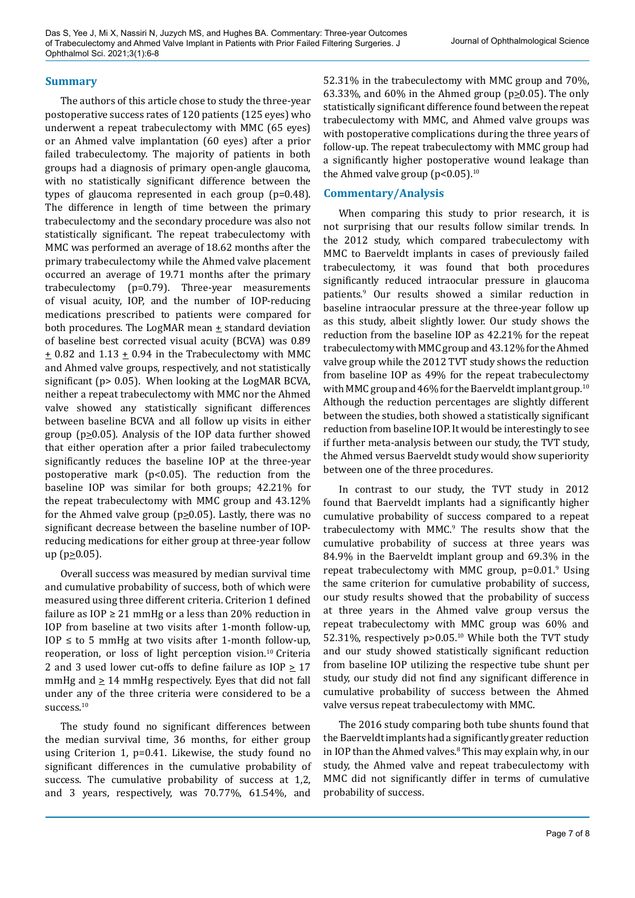## Summary

The authors of this article chose to study the three-year postoperative success rates of 120 patients (125 eyes) who underwent a repeat trabeculectomy with MMC (65 eyes) or an Ahmed valve implantation (60 eyes) after a prior failed trabeculectomy. The majority of patients in both groups had a diagnosis of primary open-angle glaucoma, with no statistically significant difference between the types of glaucoma represented in each group ($p=0.48$). The difference in length of time between the primary trabeculectomy and the secondary procedure was also not statistically significant. The repeat trabeculectomy with MMC was performed an average of 18.62 months after the primary trabeculectomy while the Ahmed valve placement occurred an average of 19.71 months after the primary trabeculectomy ($p=0.79$). Three-year measurements of visual acuity, IOP, and the number of IOP-reducing medications prescribed to patients were compared for both procedures. The LogMAR mean ± standard deviation of baseline best corrected visual acuity (BCVA) was 0.89 ± 0.82 and 1.13 ± 0.94 in the Trabeculectomy with MMC and Ahmed valve groups, respectively, and not statistically significant ($p > 0.05$). When looking at the LogMAR BCVA, neither a repeat trabeculectomy with MMC nor the Ahmed valve showed any statistically significant differences between baseline BCVA and all follow up visits in either group ($p \geq 0.05$). Analysis of the IOP data further showed that either operation after a prior failed trabeculectomy significantly reduces the baseline IOP at the three-year postoperative mark ($p<0.05$). The reduction from the baseline IOP was similar for both groups; 42.21% for the repeat trabeculectomy with MMC group and 43.12% for the Ahmed valve group ($p \geq 0.05$). Lastly, there was no significant decrease between the baseline number of IOP-reducing medications for either group at three-year follow up ($p \geq 0.05$).

Overall success was measured by median survival time and cumulative probability of success, both of which were measured using three different criteria. Criterion 1 defined failure as IOP ≥ 21 mmHg or a less than 20% reduction in IOP from baseline at two visits after 1-month follow-up, IOP ≤ to 5 mmHg at two visits after 1-month follow-up, reoperation, or loss of light perception vision.[10] Criteria 2 and 3 used lower cut-offs to define failure as IOP ≥ 17 mmHg and ≥ 14 mmHg respectively. Eyes that did not fall under any of the three criteria were considered to be a success.[10]

The study found no significant differences between the median survival time, 36 months, for either group using Criterion 1, $p=0.41$. Likewise, the study found no significant differences in the cumulative probability of success. The cumulative probability of success at 1,2, and 3 years, respectively, was 70.77%, 61.54%, and 52.31% in the trabeculectomy with MMC group and 70%, 63.33%, and 60% in the Ahmed group ($p \geq 0.05$). The only statistically significant difference found between the repeat trabeculectomy with MMC, and Ahmed valve groups was with postoperative complications during the three years of follow-up. The repeat trabeculectomy with MMC group had a significantly higher postoperative wound leakage than the Ahmed valve group ($p<0.05$).[10]

## Commentary/Analysis

When comparing this study to prior research, it is not surprising that our results follow similar trends. In the 2012 study, which compared trabeculectomy with MMC to Baerveldt implants in cases of previously failed trabeculectomy, it was found that both procedures significantly reduced intraocular pressure in glaucoma patients.[9] Our results showed a similar reduction in baseline intraocular pressure at the three-year follow up as this study, albeit slightly lower. Our study shows the reduction from the baseline IOP as 42.21% for the repeat trabeculectomy with MMC group and 43.12% for the Ahmed valve group while the 2012 TVT study shows the reduction from baseline IOP as 49% for the repeat trabeculectomy with MMC group and 46% for the Baerveldt implant group.[10] Although the reduction percentages are slightly different between the studies, both showed a statistically significant reduction from baseline IOP. It would be interestingly to see if further meta-analysis between our study, the TVT study, the Ahmed versus Baerveldt study would show superiority between one of the three procedures.

In contrast to our study, the TVT study in 2012 found that Baerveldt implants had a significantly higher cumulative probability of success compared to a repeat trabeculectomy with MMC.[9] The results show that the cumulative probability of success at three years was 84.9% in the Baerveldt implant group and 69.3% in the repeat trabeculectomy with MMC group, $p=0.01$.[9] Using the same criterion for cumulative probability of success, our study results showed that the probability of success at three years in the Ahmed valve group versus the repeat trabeculectomy with MMC group was 60% and 52.31%, respectively $p>0.05$.[10] While both the TVT study and our study showed statistically significant reduction from baseline IOP utilizing the respective tube shunt per study, our study did not find any significant difference in cumulative probability of success between the Ahmed valve versus repeat trabeculectomy with MMC.

The 2016 study comparing both tube shunts found that the Baerveldt implants had a significantly greater reduction in IOP than the Ahmed valves.[8] This may explain why, in our study, the Ahmed valve and repeat trabeculectomy with MMC did not significantly differ in terms of cumulative probability of success.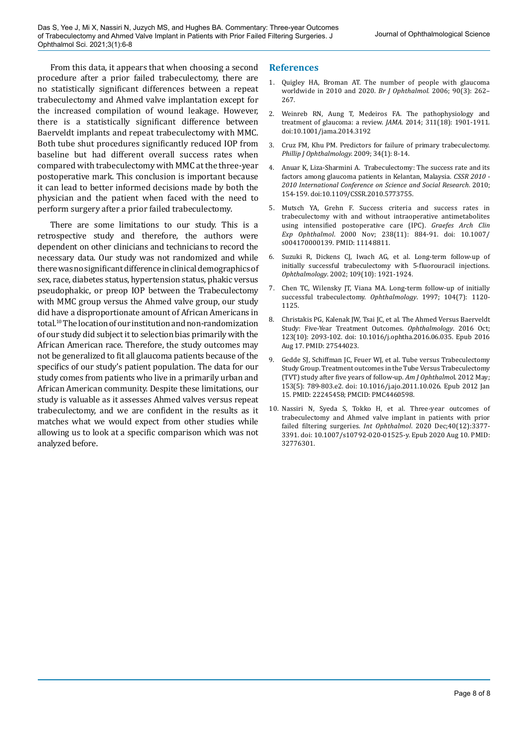From this data, it appears that when choosing a second procedure after a prior failed trabeculectomy, there are no statistically significant differences between a repeat trabeculectomy and Ahmed valve implantation except for the increased compilation of wound leakage. However, there is a statistically significant difference between Baerveldt implants and repeat trabeculectomy with MMC. Both tube shut procedures significantly reduced IOP from baseline but had different overall success rates when compared with trabeculectomy with MMC at the three-year postoperative mark. This conclusion is important because it can lead to better informed decisions made by both the physician and the patient when faced with the need to perform surgery after a prior failed trabeculectomy.

There are some limitations to our study. This is a retrospective study and therefore, the authors were dependent on other clinicians and technicians to record the necessary data. Our study was not randomized and while there was no significant difference in clinical demographics of sex, race, diabetes status, hypertension status, phakic versus pseudophakic, or preop IOP between the Trabeculectomy with MMC group versus the Ahmed valve group, our study did have a disproportionate amount of African Americans in total.[10] The location of our institution and non-randomization of our study did subject it to selection bias primarily with the African American race. Therefore, the study outcomes may not be generalized to fit all glaucoma patients because of the specifics of our study's patient population. The data for our study comes from patients who live in a primarily urban and African American community. Despite these limitations, our study is valuable as it assesses Ahmed valves versus repeat trabeculectomy, and we are confident in the results as it matches what we would expect from other studies while allowing us to look at a specific comparison which was not analyzed before.

## References

1. Quigley HA, Broman AT. The number of people with glaucoma worldwide in 2010 and 2020. *Br J Ophthalmol.* 2006; 90(3): 262–267.
2. Weinreb RN, Aung T, Medeiros FA. The pathophysiology and treatment of glaucoma: a review. *JAMA*. 2014; 311(18): 1901-1911. doi:10.1001/jama.2014.3192
3. Cruz FM, Khu PM. Predictors for failure of primary trabeculectomy. *Phillip J Ophthalmology.* 2009; 34(1): 8-14.
4. Anuar K, Liza-Sharmini A. Trabeculectomy: The success rate and its factors among glaucoma patients in Kelantan, Malaysia. *CSSR 2010 - 2010 International Conference on Science and Social Research*. 2010; 154-159. doi:10.1109/CSSR.2010.5773755.
5. Mutsch YA, Grehn F. Success criteria and success rates in trabeculectomy with and without intraoperative antimetabolites using intensified postoperative care (IPC). *Graefes Arch Clin Exp Ophthalmol*. 2000 Nov; 238(11): 884-91. doi: 10.1007/s004170000139. PMID: 11148811.
6. Suzuki R, Dickens CJ, Iwach AG, et al. Long-term follow-up of initially successful trabeculectomy with 5-fluorouracil injections. *Ophthalmology*. 2002; 109(10): 1921-1924.
7. Chen TC, Wilensky JT, Viana MA. Long-term follow-up of initially successful trabeculectomy. *Ophthalmology*. 1997; 104(7): 1120-1125.
8. Christakis PG, Kalenak JW, Tsai JC, et al. The Ahmed Versus Baerveldt Study: Five-Year Treatment Outcomes. *Ophthalmology*. 2016 Oct; 123(10): 2093-102. doi: 10.1016/j.ophtha.2016.06.035. Epub 2016 Aug 17. PMID: 27544023.
9. Gedde SJ, Schiffman JC, Feuer WJ, et al. Tube versus Trabeculectomy Study Group. Treatment outcomes in the Tube Versus Trabeculectomy (TVT) study after five years of follow-up. *Am J Ophthalmol*. 2012 May; 153(5): 789-803.e2. doi: 10.1016/j.ajo.2011.10.026. Epub 2012 Jan 15. PMID: 22245458; PMCID: PMC4460598.
10. Nassiri N, Syeda S, Tokko H, et al. Three-year outcomes of trabeculectomy and Ahmed valve implant in patients with prior failed filtering surgeries. *Int Ophthalmol*. 2020 Dec;40(12):3377-3391. doi: 10.1007/s10792-020-01525-y. Epub 2020 Aug 10. PMID: 32776301.